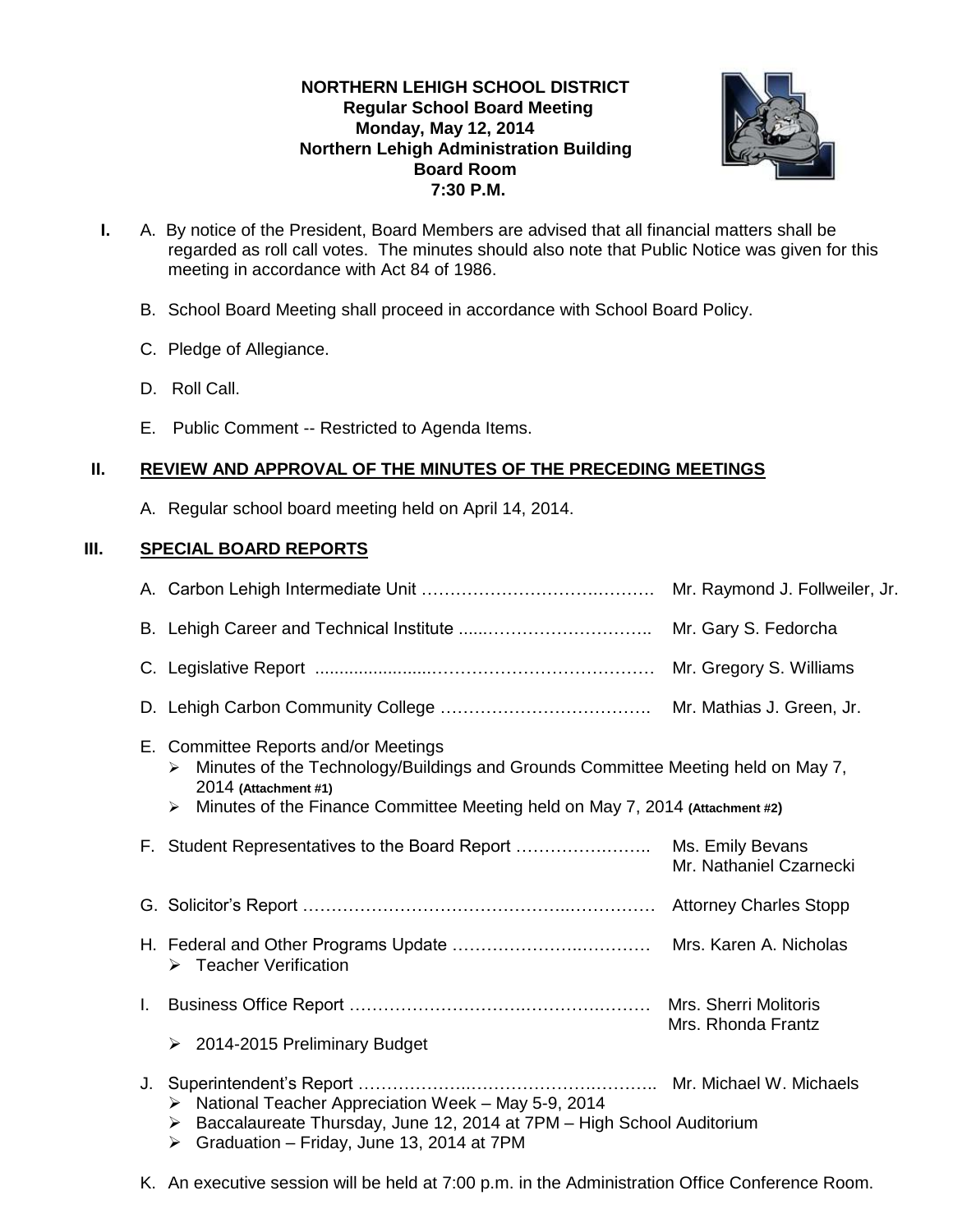**NORTHERN LEHIGH SCHOOL DISTRICT**
**Regular School Board Meeting**
**Monday, May 12, 2014**
**Northern Lehigh Administration Building**
**Board Room**
**7:30 P.M.**

**I.** A. By notice of the President, Board Members are advised that all financial matters shall be regarded as roll call votes. The minutes should also note that Public Notice was given for this meeting in accordance with Act 84 of 1986.

B. School Board Meeting shall proceed in accordance with School Board Policy.

C. Pledge of Allegiance.

D. Roll Call.

E. Public Comment -- Restricted to Agenda Items.

## II. REVIEW AND APPROVAL OF THE MINUTES OF THE PRECEDING MEETINGS

A. Regular school board meeting held on April 14, 2014.

## III. SPECIAL BOARD REPORTS

A. Carbon Lehigh Intermediate Unit ………………………………………. Mr. Raymond J. Follweiler, Jr.

B. Lehigh Career and Technical Institute .......……………………….. Mr. Gary S. Fedorcha

C. Legislative Report ........................………………………………… Mr. Gregory S. Williams

D. Lehigh Carbon Community College ………………………………. Mr. Mathias J. Green, Jr.

E. Committee Reports and/or Meetings
- Minutes of the Technology/Buildings and Grounds Committee Meeting held on May 7, 2014 **(Attachment #1)**
- Minutes of the Finance Committee Meeting held on May 7, 2014 **(Attachment #2)**

F. Student Representatives to the Board Report ………………….. Ms. Emily Bevans
Mr. Nathaniel Czarnecki

G. Solicitor's Report …………………………………………………… Attorney Charles Stopp

H. Federal and Other Programs Update ………………………………. Mrs. Karen A. Nicholas
- Teacher Verification

I. Business Office Report ……………………………………………… Mrs. Sherri Molitoris
Mrs. Rhonda Frantz
- 2014-2015 Preliminary Budget

J. Superintendent's Report ……………………………………………. Mr. Michael W. Michaels
- National Teacher Appreciation Week – May 5-9, 2014
- Baccalaureate Thursday, June 12, 2014 at 7PM – High School Auditorium
- Graduation – Friday, June 13, 2014 at 7PM

K. An executive session will be held at 7:00 p.m. in the Administration Office Conference Room.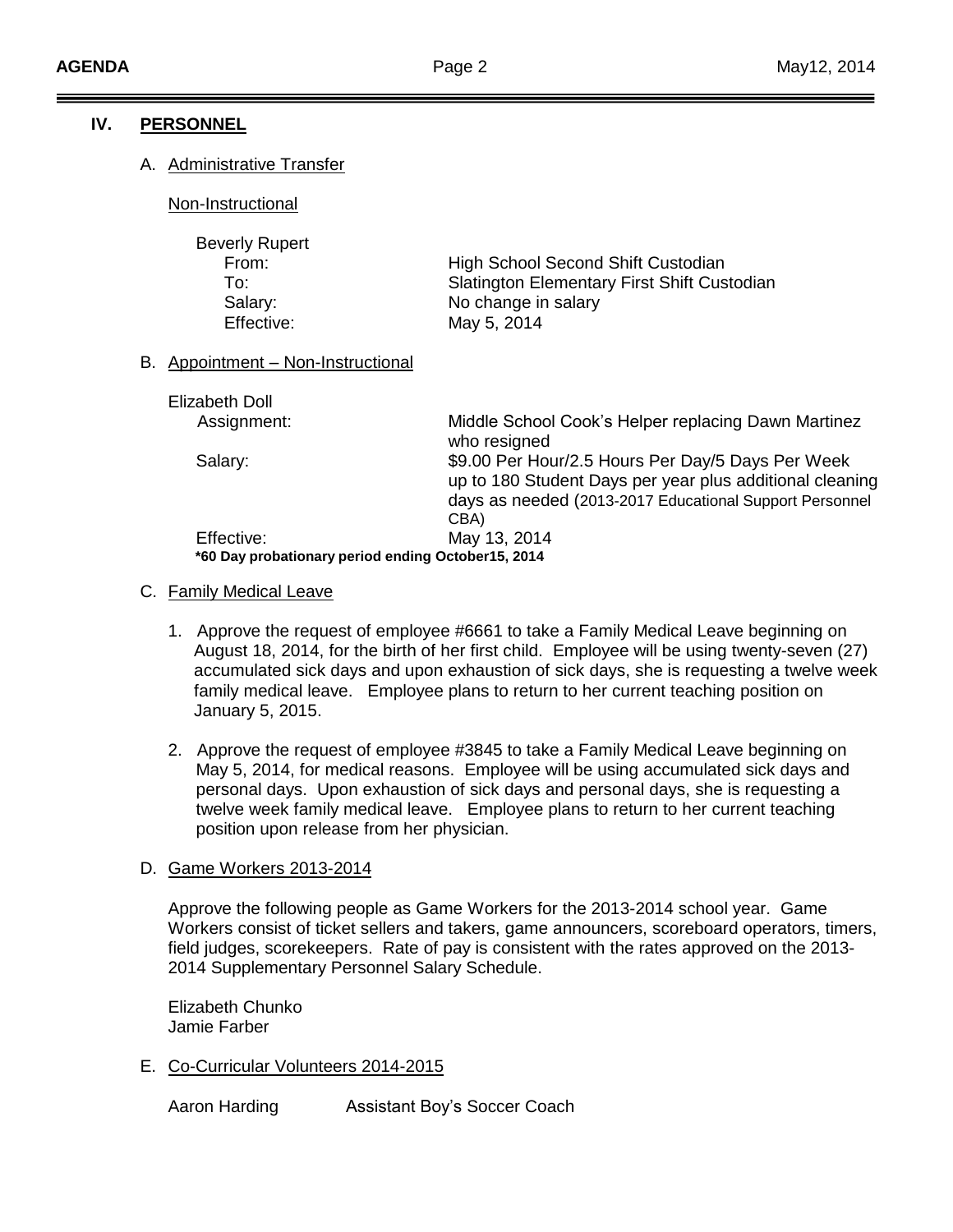## IV. PERSONNEL

A. Administrative Transfer

Non-Instructional

Beverly Rupert

| | |
|---|---|
| From: | High School Second Shift Custodian |
| To: | Slatington Elementary First Shift Custodian |
| Salary: | No change in salary |
| Effective: | May 5, 2014 |

B. Appointment – Non-Instructional

Elizabeth Doll

| | |
|---|---|
| Assignment: | Middle School Cook's Helper replacing Dawn Martinez who resigned |
| Salary: | $9.00 Per Hour/2.5 Hours Per Day/5 Days Per Week up to 180 Student Days per year plus additional cleaning days as needed (2013-2017 Educational Support Personnel CBA) |
| Effective: | May 13, 2014 |

**\*60 Day probationary period ending October15, 2014**

C. Family Medical Leave

1. Approve the request of employee #6661 to take a Family Medical Leave beginning on August 18, 2014, for the birth of her first child. Employee will be using twenty-seven (27) accumulated sick days and upon exhaustion of sick days, she is requesting a twelve week family medical leave. Employee plans to return to her current teaching position on January 5, 2015.

2. Approve the request of employee #3845 to take a Family Medical Leave beginning on May 5, 2014, for medical reasons. Employee will be using accumulated sick days and personal days. Upon exhaustion of sick days and personal days, she is requesting a twelve week family medical leave. Employee plans to return to her current teaching position upon release from her physician.

D. Game Workers 2013-2014

Approve the following people as Game Workers for the 2013-2014 school year. Game Workers consist of ticket sellers and takers, game announcers, scoreboard operators, timers, field judges, scorekeepers. Rate of pay is consistent with the rates approved on the 2013-2014 Supplementary Personnel Salary Schedule.

Elizabeth Chunko
Jamie Farber

E. Co-Curricular Volunteers 2014-2015

| | |
|---|---|
| Aaron Harding | Assistant Boy's Soccer Coach |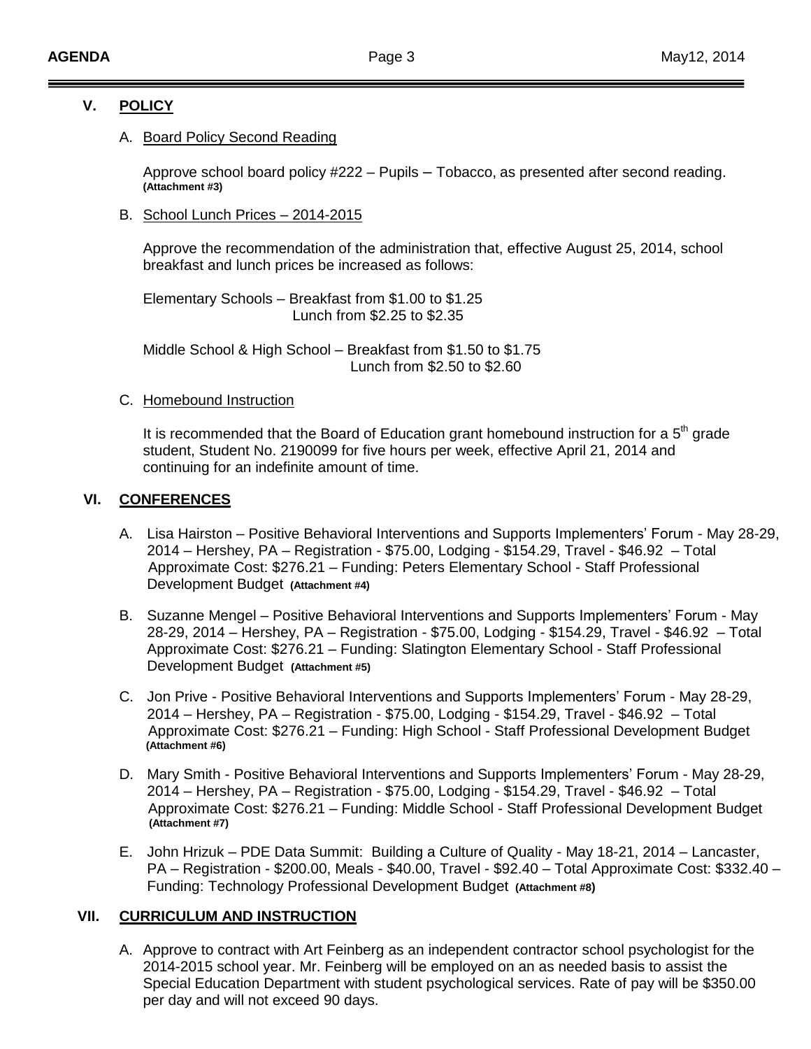## V. POLICY

A. Board Policy Second Reading

Approve school board policy #222 – Pupils – Tobacco, as presented after second reading. **(Attachment #3)**

B. School Lunch Prices – 2014-2015

Approve the recommendation of the administration that, effective August 25, 2014, school breakfast and lunch prices be increased as follows:

Elementary Schools – Breakfast from $1.00 to $1.25
Lunch from $2.25 to $2.35

Middle School & High School – Breakfast from $1.50 to $1.75
Lunch from $2.50 to $2.60

C. Homebound Instruction

It is recommended that the Board of Education grant homebound instruction for a 5th grade student, Student No. 2190099 for five hours per week, effective April 21, 2014 and continuing for an indefinite amount of time.

## VI. CONFERENCES

A. Lisa Hairston – Positive Behavioral Interventions and Supports Implementers' Forum - May 28-29, 2014 – Hershey, PA – Registration - $75.00, Lodging - $154.29, Travel - $46.92 – Total Approximate Cost: $276.21 – Funding: Peters Elementary School - Staff Professional Development Budget **(Attachment #4)**

B. Suzanne Mengel – Positive Behavioral Interventions and Supports Implementers' Forum - May 28-29, 2014 – Hershey, PA – Registration - $75.00, Lodging - $154.29, Travel - $46.92 – Total Approximate Cost: $276.21 – Funding: Slatington Elementary School - Staff Professional Development Budget **(Attachment #5)**

C. Jon Prive - Positive Behavioral Interventions and Supports Implementers' Forum - May 28-29, 2014 – Hershey, PA – Registration - $75.00, Lodging - $154.29, Travel - $46.92 – Total Approximate Cost: $276.21 – Funding: High School - Staff Professional Development Budget **(Attachment #6)**

D. Mary Smith - Positive Behavioral Interventions and Supports Implementers' Forum - May 28-29, 2014 – Hershey, PA – Registration - $75.00, Lodging - $154.29, Travel - $46.92 – Total Approximate Cost: $276.21 – Funding: Middle School - Staff Professional Development Budget **(Attachment #7)**

E. John Hrizuk – PDE Data Summit: Building a Culture of Quality - May 18-21, 2014 – Lancaster, PA – Registration - $200.00, Meals - $40.00, Travel - $92.40 – Total Approximate Cost: $332.40 – Funding: Technology Professional Development Budget **(Attachment #8)**

## VII. CURRICULUM AND INSTRUCTION

A. Approve to contract with Art Feinberg as an independent contractor school psychologist for the 2014-2015 school year. Mr. Feinberg will be employed on an as needed basis to assist the Special Education Department with student psychological services. Rate of pay will be $350.00 per day and will not exceed 90 days.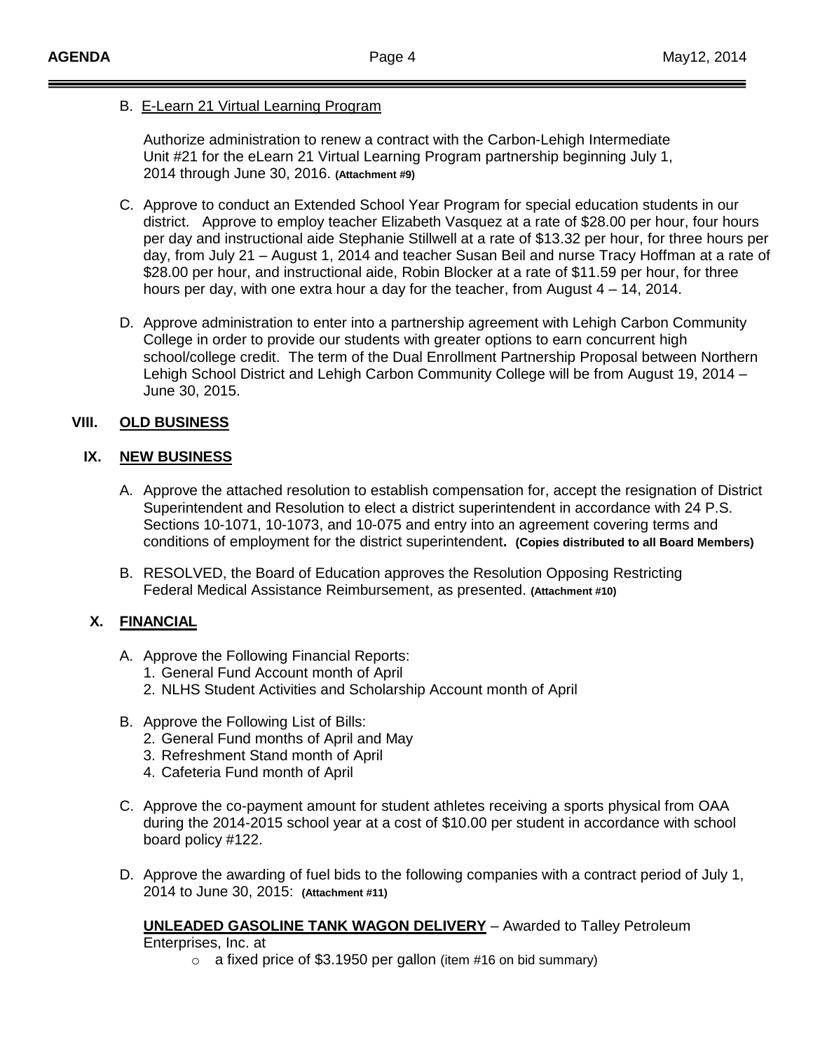B. <u>E-Learn 21 Virtual Learning Program</u>

Authorize administration to renew a contract with the Carbon-Lehigh Intermediate Unit #21 for the eLearn 21 Virtual Learning Program partnership beginning July 1, 2014 through June 30, 2016. **(Attachment #9)**

C. Approve to conduct an Extended School Year Program for special education students in our district. Approve to employ teacher Elizabeth Vasquez at a rate of $28.00 per hour, four hours per day and instructional aide Stephanie Stillwell at a rate of $13.32 per hour, for three hours per day, from July 21 – August 1, 2014 and teacher Susan Beil and nurse Tracy Hoffman at a rate of $28.00 per hour, and instructional aide, Robin Blocker at a rate of $11.59 per hour, for three hours per day, with one extra hour a day for the teacher, from August 4 – 14, 2014.

D. Approve administration to enter into a partnership agreement with Lehigh Carbon Community College in order to provide our students with greater options to earn concurrent high school/college credit. The term of the Dual Enrollment Partnership Proposal between Northern Lehigh School District and Lehigh Carbon Community College will be from August 19, 2014 – June 30, 2015.

## VIII. OLD BUSINESS

## IX. NEW BUSINESS

A. Approve the attached resolution to establish compensation for, accept the resignation of District Superintendent and Resolution to elect a district superintendent in accordance with 24 P.S. Sections 10-1071, 10-1073, and 10-075 and entry into an agreement covering terms and conditions of employment for the district superintendent**. (Copies distributed to all Board Members)**

B. RESOLVED, the Board of Education approves the Resolution Opposing Restricting Federal Medical Assistance Reimbursement, as presented. **(Attachment #10)**

## X. FINANCIAL

A. Approve the Following Financial Reports:
   1. General Fund Account month of April
   2. NLHS Student Activities and Scholarship Account month of April

B. Approve the Following List of Bills:
   2. General Fund months of April and May
   3. Refreshment Stand month of April
   4. Cafeteria Fund month of April

C. Approve the co-payment amount for student athletes receiving a sports physical from OAA during the 2014-2015 school year at a cost of $10.00 per student in accordance with school board policy #122.

D. Approve the awarding of fuel bids to the following companies with a contract period of July 1, 2014 to June 30, 2015: **(Attachment #11)**

**<u>UNLEADED GASOLINE TANK WAGON DELIVERY</u>** – Awarded to Talley Petroleum Enterprises, Inc. at

- a fixed price of $3.1950 per gallon (item #16 on bid summary)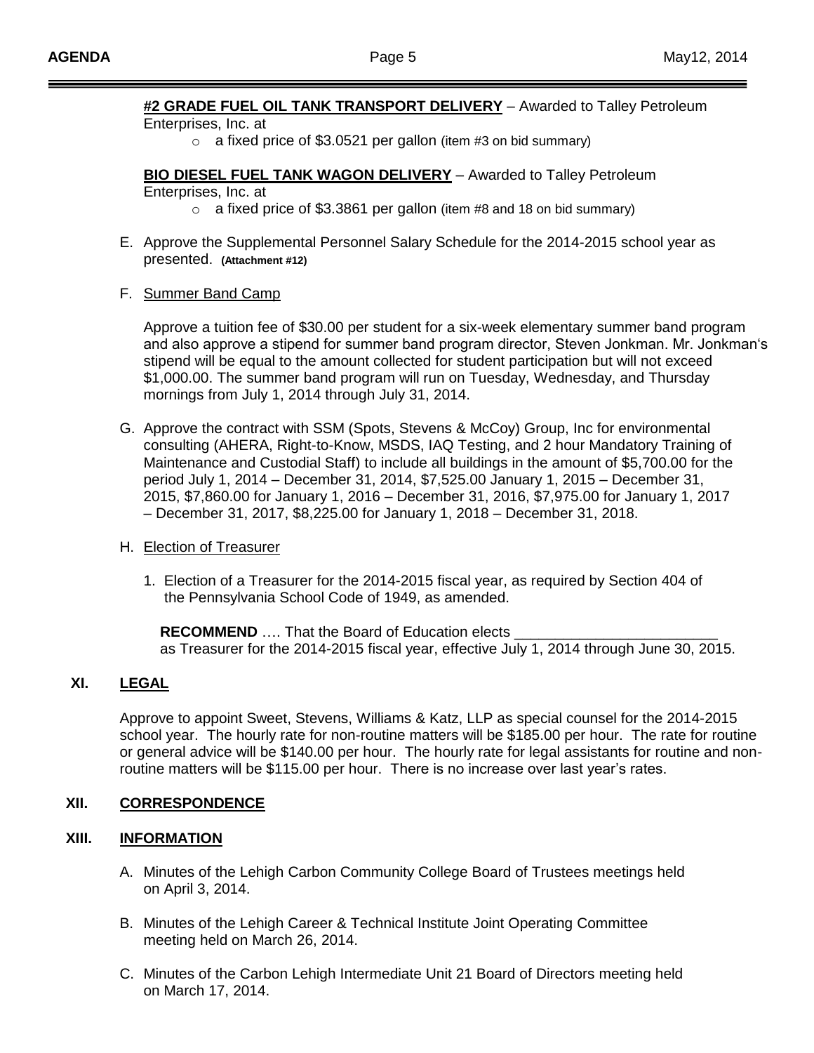**#2 GRADE FUEL OIL TANK TRANSPORT DELIVERY** – Awarded to Talley Petroleum Enterprises, Inc. at

- a fixed price of $3.0521 per gallon (item #3 on bid summary)

**BIO DIESEL FUEL TANK WAGON DELIVERY** – Awarded to Talley Petroleum Enterprises, Inc. at

- a fixed price of $3.3861 per gallon (item #8 and 18 on bid summary)

E. Approve the Supplemental Personnel Salary Schedule for the 2014-2015 school year as presented. **(Attachment #12)**

F. Summer Band Camp

Approve a tuition fee of $30.00 per student for a six-week elementary summer band program and also approve a stipend for summer band program director, Steven Jonkman. Mr. Jonkman's stipend will be equal to the amount collected for student participation but will not exceed $1,000.00. The summer band program will run on Tuesday, Wednesday, and Thursday mornings from July 1, 2014 through July 31, 2014.

G. Approve the contract with SSM (Spots, Stevens & McCoy) Group, Inc for environmental consulting (AHERA, Right-to-Know, MSDS, IAQ Testing, and 2 hour Mandatory Training of Maintenance and Custodial Staff) to include all buildings in the amount of $5,700.00 for the period July 1, 2014 – December 31, 2014, $7,525.00 January 1, 2015 – December 31, 2015, $7,860.00 for January 1, 2016 – December 31, 2016, $7,975.00 for January 1, 2017 – December 31, 2017, $8,225.00 for January 1, 2018 – December 31, 2018.

H. Election of Treasurer

1. Election of a Treasurer for the 2014-2015 fiscal year, as required by Section 404 of the Pennsylvania School Code of 1949, as amended.

**RECOMMEND** …. That the Board of Education elects _________________________ as Treasurer for the 2014-2015 fiscal year, effective July 1, 2014 through June 30, 2015.

## XI. LEGAL

Approve to appoint Sweet, Stevens, Williams & Katz, LLP as special counsel for the 2014-2015 school year. The hourly rate for non-routine matters will be $185.00 per hour. The rate for routine or general advice will be $140.00 per hour. The hourly rate for legal assistants for routine and non-routine matters will be $115.00 per hour. There is no increase over last year's rates.

## XII. CORRESPONDENCE

## XIII. INFORMATION

A. Minutes of the Lehigh Carbon Community College Board of Trustees meetings held on April 3, 2014.

B. Minutes of the Lehigh Career & Technical Institute Joint Operating Committee meeting held on March 26, 2014.

C. Minutes of the Carbon Lehigh Intermediate Unit 21 Board of Directors meeting held on March 17, 2014.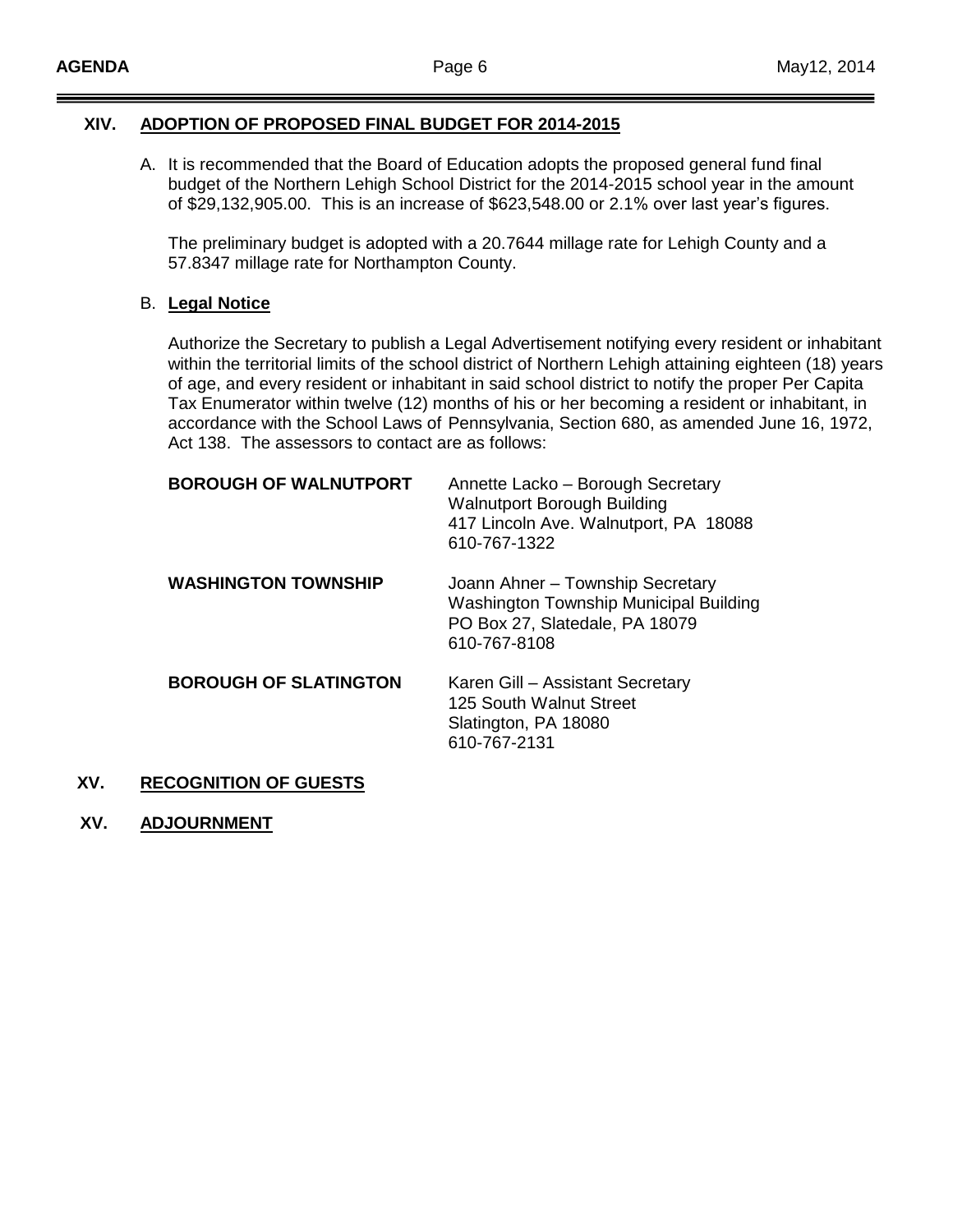## XIV. ADOPTION OF PROPOSED FINAL BUDGET FOR 2014-2015

A. It is recommended that the Board of Education adopts the proposed general fund final budget of the Northern Lehigh School District for the 2014-2015 school year in the amount of $29,132,905.00. This is an increase of $623,548.00 or 2.1% over last year's figures.

The preliminary budget is adopted with a 20.7644 millage rate for Lehigh County and a 57.8347 millage rate for Northampton County.

B. **Legal Notice**

Authorize the Secretary to publish a Legal Advertisement notifying every resident or inhabitant within the territorial limits of the school district of Northern Lehigh attaining eighteen (18) years of age, and every resident or inhabitant in said school district to notify the proper Per Capita Tax Enumerator within twelve (12) months of his or her becoming a resident or inhabitant, in accordance with the School Laws of Pennsylvania, Section 680, as amended June 16, 1972, Act 138. The assessors to contact are as follows:

| | |
|---|---|
| **BOROUGH OF WALNUTPORT** | Annette Lacko – Borough Secretary<br>Walnutport Borough Building<br>417 Lincoln Ave. Walnutport, PA 18088<br>610-767-1322 |
| **WASHINGTON TOWNSHIP** | Joann Ahner – Township Secretary<br>Washington Township Municipal Building<br>PO Box 27, Slatedale, PA 18079<br>610-767-8108 |
| **BOROUGH OF SLATINGTON** | Karen Gill – Assistant Secretary<br>125 South Walnut Street<br>Slatington, PA 18080<br>610-767-2131 |

## XV. RECOGNITION OF GUESTS

## XV. ADJOURNMENT